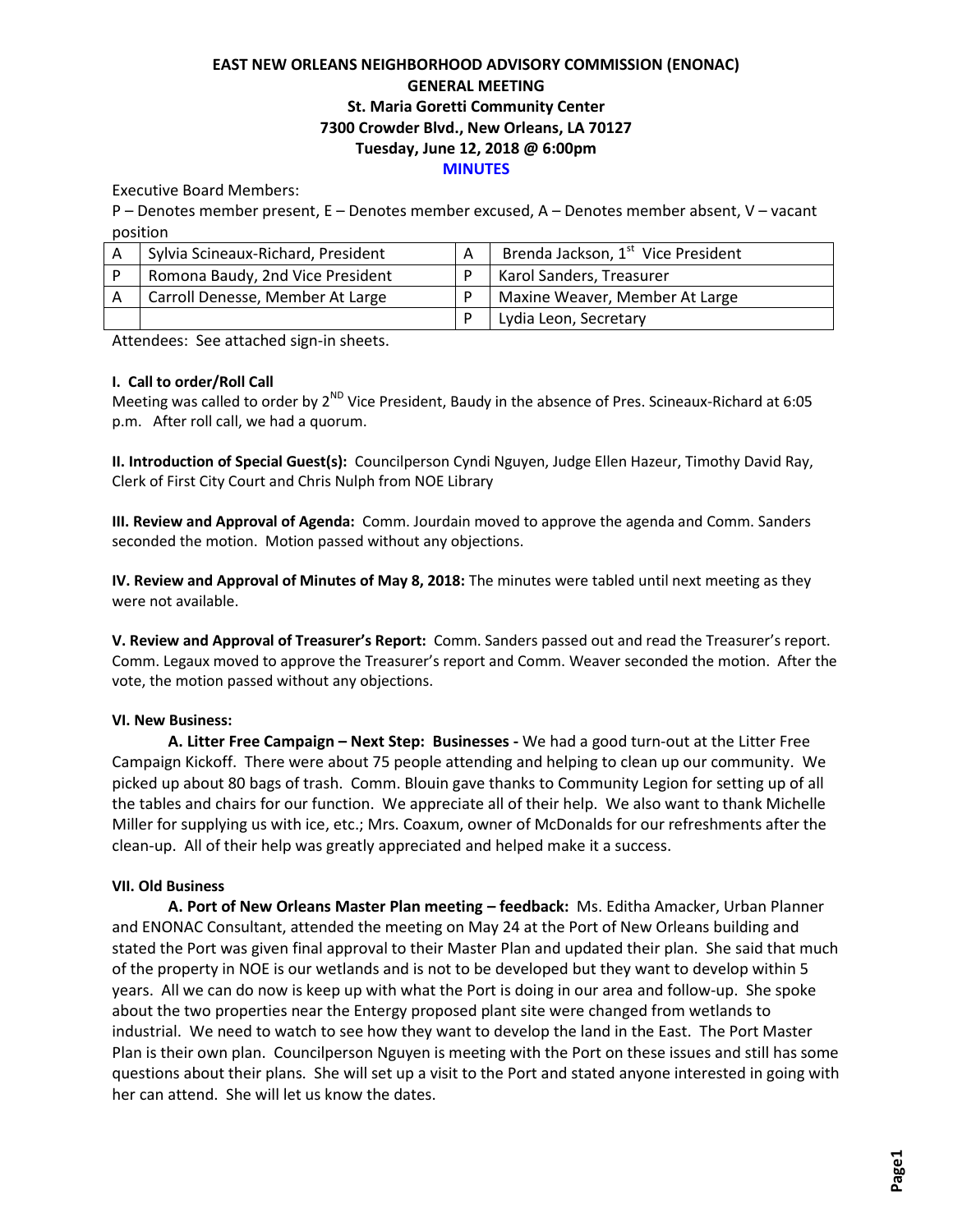# EAST NEW ORLEANS NEIGHBORHOOD ADVISORY COMMISSION (ENONAC)
## GENERAL MEETING
### St. Maria Goretti Community Center
### 7300 Crowder Blvd., New Orleans, LA 70127
### Tuesday, June 12, 2018 @ 6:00pm
### MINUTES

Executive Board Members:

P – Denotes member present, E – Denotes member excused, A – Denotes member absent, V – vacant position

| | | | |
|---|---|---|---|
| A | Sylvia Scineaux-Richard, President | A | Brenda Jackson, 1st Vice President |
| P | Romona Baudy, 2nd Vice President | P | Karol Sanders, Treasurer |
| A | Carroll Denesse, Member At Large | P | Maxine Weaver, Member At Large |
| | | P | Lydia Leon, Secretary |

Attendees: See attached sign-in sheets.

**I. Call to order/Roll Call**

Meeting was called to order by 2ND Vice President, Baudy in the absence of Pres. Scineaux-Richard at 6:05 p.m. After roll call, we had a quorum.

**II. Introduction of Special Guest(s):** Councilperson Cyndi Nguyen, Judge Ellen Hazeur, Timothy David Ray, Clerk of First City Court and Chris Nulph from NOE Library

**III. Review and Approval of Agenda:** Comm. Jourdain moved to approve the agenda and Comm. Sanders seconded the motion. Motion passed without any objections.

**IV. Review and Approval of Minutes of May 8, 2018:** The minutes were tabled until next meeting as they were not available.

**V. Review and Approval of Treasurer's Report:** Comm. Sanders passed out and read the Treasurer's report. Comm. Legaux moved to approve the Treasurer's report and Comm. Weaver seconded the motion. After the vote, the motion passed without any objections.

**VI. New Business:**

**A. Litter Free Campaign – Next Step: Businesses -** We had a good turn-out at the Litter Free Campaign Kickoff. There were about 75 people attending and helping to clean up our community. We picked up about 80 bags of trash. Comm. Blouin gave thanks to Community Legion for setting up of all the tables and chairs for our function. We appreciate all of their help. We also want to thank Michelle Miller for supplying us with ice, etc.; Mrs. Coaxum, owner of McDonalds for our refreshments after the clean-up. All of their help was greatly appreciated and helped make it a success.

**VII. Old Business**

**A. Port of New Orleans Master Plan meeting – feedback:** Ms. Editha Amacker, Urban Planner and ENONAC Consultant, attended the meeting on May 24 at the Port of New Orleans building and stated the Port was given final approval to their Master Plan and updated their plan. She said that much of the property in NOE is our wetlands and is not to be developed but they want to develop within 5 years. All we can do now is keep up with what the Port is doing in our area and follow-up. She spoke about the two properties near the Entergy proposed plant site were changed from wetlands to industrial. We need to watch to see how they want to develop the land in the East. The Port Master Plan is their own plan. Councilperson Nguyen is meeting with the Port on these issues and still has some questions about their plans. She will set up a visit to the Port and stated anyone interested in going with her can attend. She will let us know the dates.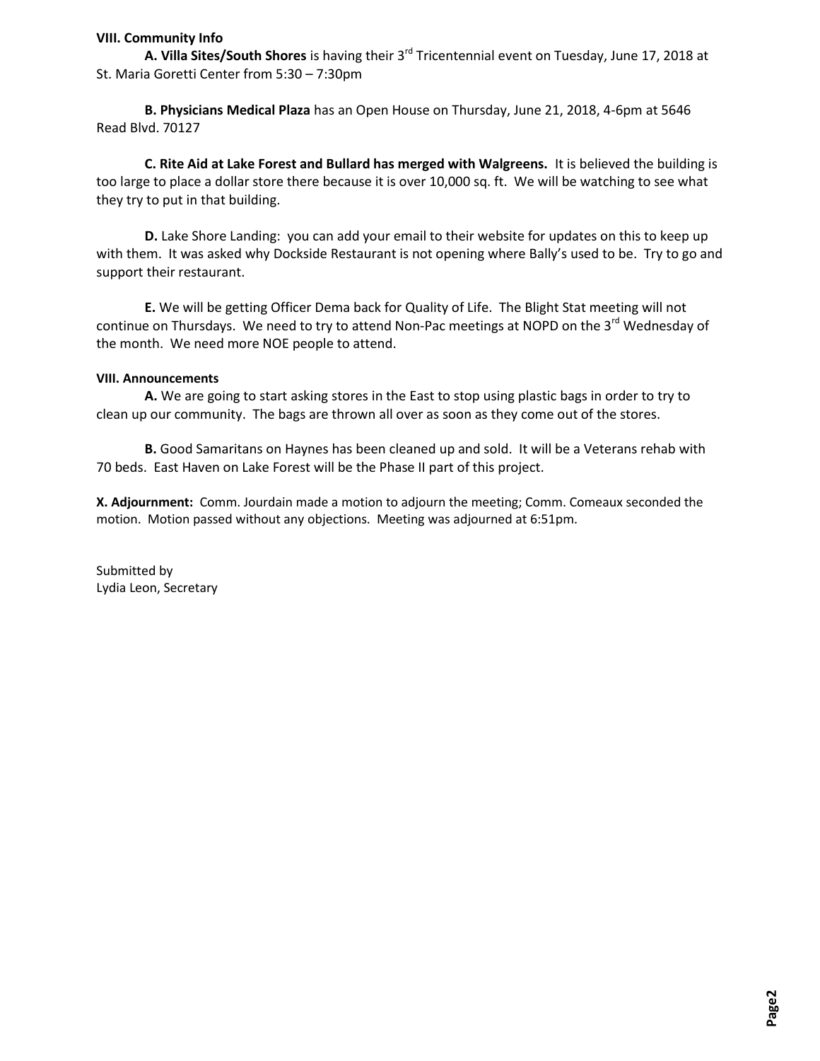**VIII. Community Info**

**A. Villa Sites/South Shores** is having their 3rd Tricentennial event on Tuesday, June 17, 2018 at St. Maria Goretti Center from 5:30 – 7:30pm

**B. Physicians Medical Plaza** has an Open House on Thursday, June 21, 2018, 4-6pm at 5646 Read Blvd. 70127

**C. Rite Aid at Lake Forest and Bullard has merged with Walgreens.** It is believed the building is too large to place a dollar store there because it is over 10,000 sq. ft. We will be watching to see what they try to put in that building.

**D.** Lake Shore Landing: you can add your email to their website for updates on this to keep up with them. It was asked why Dockside Restaurant is not opening where Bally's used to be. Try to go and support their restaurant.

**E.** We will be getting Officer Dema back for Quality of Life. The Blight Stat meeting will not continue on Thursdays. We need to try to attend Non-Pac meetings at NOPD on the 3rd Wednesday of the month. We need more NOE people to attend.

**VIII. Announcements**

**A.** We are going to start asking stores in the East to stop using plastic bags in order to try to clean up our community. The bags are thrown all over as soon as they come out of the stores.

**B.** Good Samaritans on Haynes has been cleaned up and sold. It will be a Veterans rehab with 70 beds. East Haven on Lake Forest will be the Phase II part of this project.

**X. Adjournment:** Comm. Jourdain made a motion to adjourn the meeting; Comm. Comeaux seconded the motion. Motion passed without any objections. Meeting was adjourned at 6:51pm.

Submitted by
Lydia Leon, Secretary